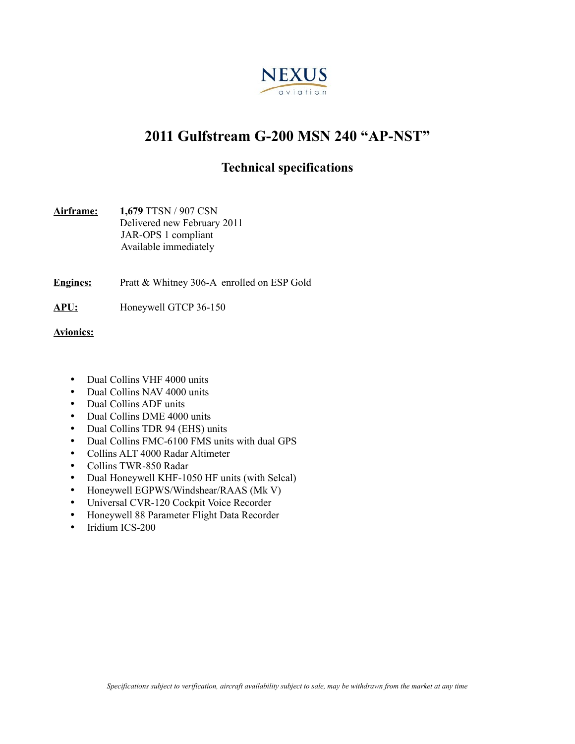NEXUS

aviation

# 2011 Gulfstream G-200 MSN 240 “AP-NST”

## Technical specifications

**Airframe:** **1,679** TTSN / 907 CSN
Delivered new February 2011
JAR-OPS 1 compliant
Available immediately

**Engines:** Pratt & Whitney 306-A enrolled on ESP Gold

**APU:** Honeywell GTCP 36-150

**Avionics:**

- Dual Collins VHF 4000 units
- Dual Collins NAV 4000 units
- Dual Collins ADF units
- Dual Collins DME 4000 units
- Dual Collins TDR 94 (EHS) units
- Dual Collins FMC-6100 FMS units with dual GPS
- Collins ALT 4000 Radar Altimeter
- Collins TWR-850 Radar
- Dual Honeywell KHF-1050 HF units (with Selcal)
- Honeywell EGPWS/Windshear/RAAS (Mk V)
- Universal CVR-120 Cockpit Voice Recorder
- Honeywell 88 Parameter Flight Data Recorder
- Iridium ICS-200

*Specifications subject to verification, aircraft availability subject to sale, may be withdrawn from the market at any time*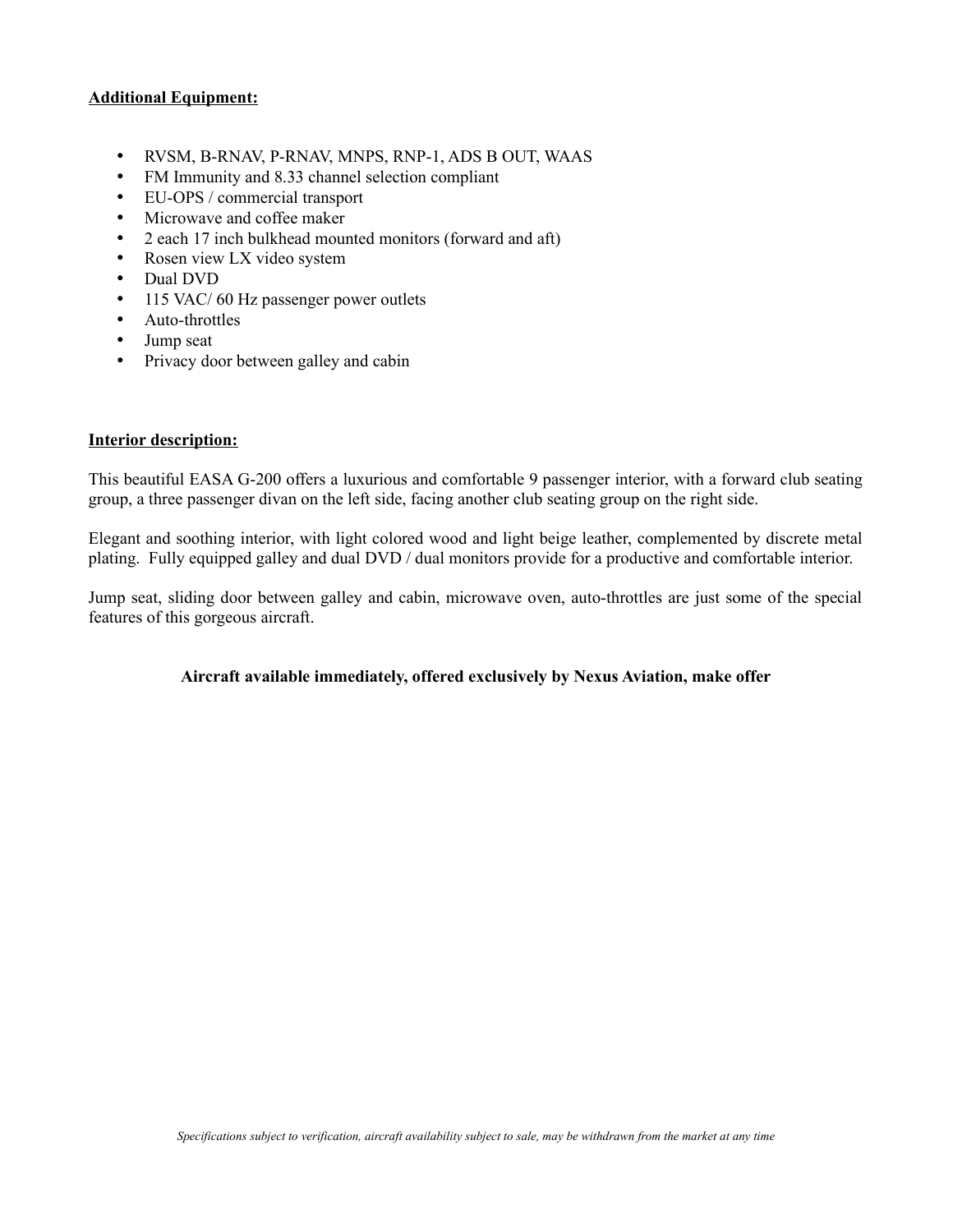**Additional Equipment:**

- RVSM, B-RNAV, P-RNAV, MNPS, RNP-1, ADS B OUT, WAAS
- FM Immunity and 8.33 channel selection compliant
- EU-OPS / commercial transport
- Microwave and coffee maker
- 2 each 17 inch bulkhead mounted monitors (forward and aft)
- Rosen view LX video system
- Dual DVD
- 115 VAC/ 60 Hz passenger power outlets
- Auto-throttles
- Jump seat
- Privacy door between galley and cabin

**Interior description:**

This beautiful EASA G-200 offers a luxurious and comfortable 9 passenger interior, with a forward club seating group, a three passenger divan on the left side, facing another club seating group on the right side.

Elegant and soothing interior, with light colored wood and light beige leather, complemented by discrete metal plating. Fully equipped galley and dual DVD / dual monitors provide for a productive and comfortable interior.

Jump seat, sliding door between galley and cabin, microwave oven, auto-throttles are just some of the special features of this gorgeous aircraft.

**Aircraft available immediately, offered exclusively by Nexus Aviation, make offer**

*Specifications subject to verification, aircraft availability subject to sale, may be withdrawn from the market at any time*